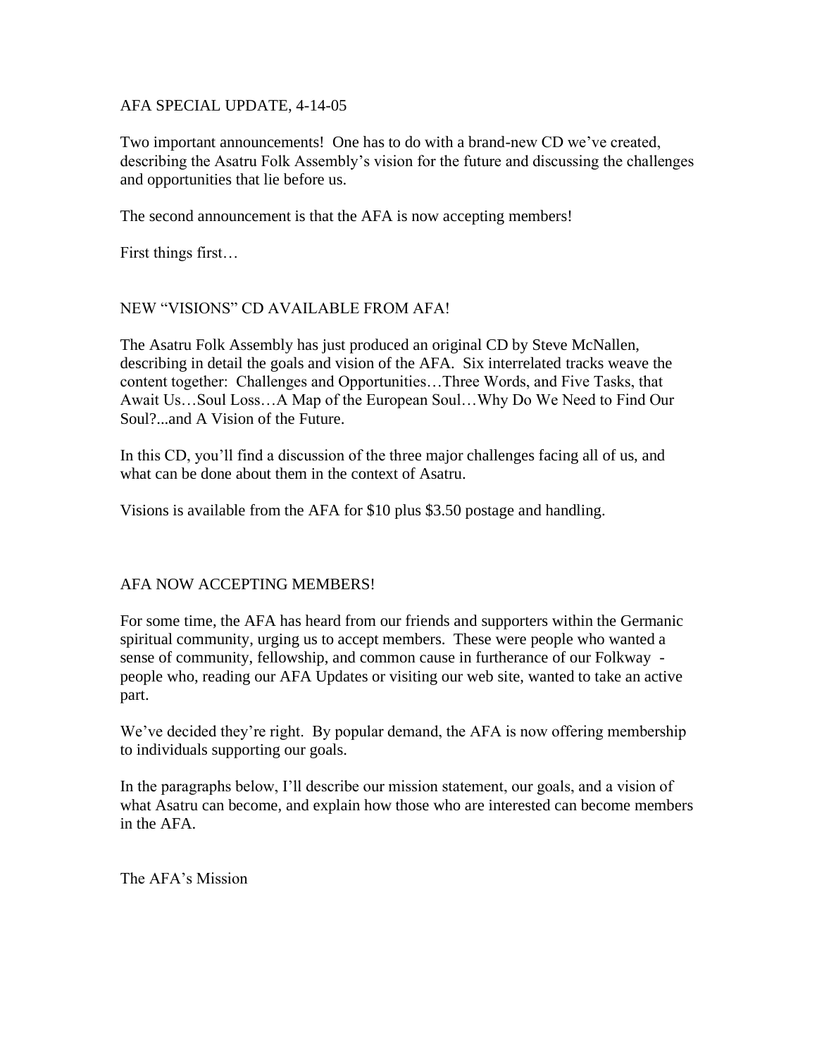AFA SPECIAL UPDATE, 4-14-05

Two important announcements! One has to do with a brand-new CD we've created, describing the Asatru Folk Assembly's vision for the future and discussing the challenges and opportunities that lie before us.

The second announcement is that the AFA is now accepting members!

First things first…

## NEW "VISIONS" CD AVAILABLE FROM AFA!

The Asatru Folk Assembly has just produced an original CD by Steve McNallen, describing in detail the goals and vision of the AFA. Six interrelated tracks weave the content together: Challenges and Opportunities…Three Words, and Five Tasks, that Await Us…Soul Loss…A Map of the European Soul…Why Do We Need to Find Our Soul?...and A Vision of the Future.

In this CD, you'll find a discussion of the three major challenges facing all of us, and what can be done about them in the context of Asatru.

Visions is available from the AFA for $10 plus $3.50 postage and handling.

## AFA NOW ACCEPTING MEMBERS!

For some time, the AFA has heard from our friends and supporters within the Germanic spiritual community, urging us to accept members. These were people who wanted a sense of community, fellowship, and common cause in furtherance of our Folkway - people who, reading our AFA Updates or visiting our web site, wanted to take an active part.

We've decided they're right. By popular demand, the AFA is now offering membership to individuals supporting our goals.

In the paragraphs below, I'll describe our mission statement, our goals, and a vision of what Asatru can become, and explain how those who are interested can become members in the AFA.

### The AFA's Mission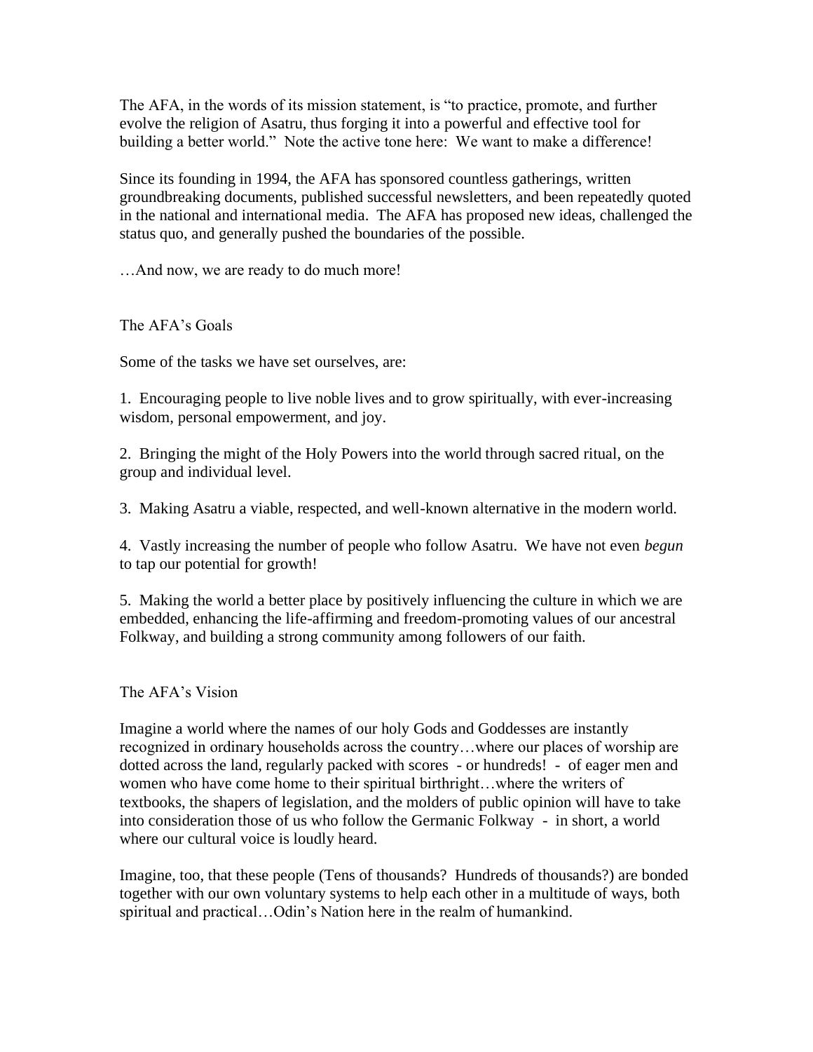The AFA, in the words of its mission statement, is "to practice, promote, and further evolve the religion of Asatru, thus forging it into a powerful and effective tool for building a better world." Note the active tone here: We want to make a difference!

Since its founding in 1994, the AFA has sponsored countless gatherings, written groundbreaking documents, published successful newsletters, and been repeatedly quoted in the national and international media. The AFA has proposed new ideas, challenged the status quo, and generally pushed the boundaries of the possible.

…And now, we are ready to do much more!

## The AFA's Goals

Some of the tasks we have set ourselves, are:

1. Encouraging people to live noble lives and to grow spiritually, with ever-increasing wisdom, personal empowerment, and joy.

2. Bringing the might of the Holy Powers into the world through sacred ritual, on the group and individual level.

3. Making Asatru a viable, respected, and well-known alternative in the modern world.

4. Vastly increasing the number of people who follow Asatru. We have not even *begun* to tap our potential for growth!

5. Making the world a better place by positively influencing the culture in which we are embedded, enhancing the life-affirming and freedom-promoting values of our ancestral Folkway, and building a strong community among followers of our faith.

## The AFA's Vision

Imagine a world where the names of our holy Gods and Goddesses are instantly recognized in ordinary households across the country…where our places of worship are dotted across the land, regularly packed with scores - or hundreds! - of eager men and women who have come home to their spiritual birthright…where the writers of textbooks, the shapers of legislation, and the molders of public opinion will have to take into consideration those of us who follow the Germanic Folkway - in short, a world where our cultural voice is loudly heard.

Imagine, too, that these people (Tens of thousands? Hundreds of thousands?) are bonded together with our own voluntary systems to help each other in a multitude of ways, both spiritual and practical…Odin's Nation here in the realm of humankind.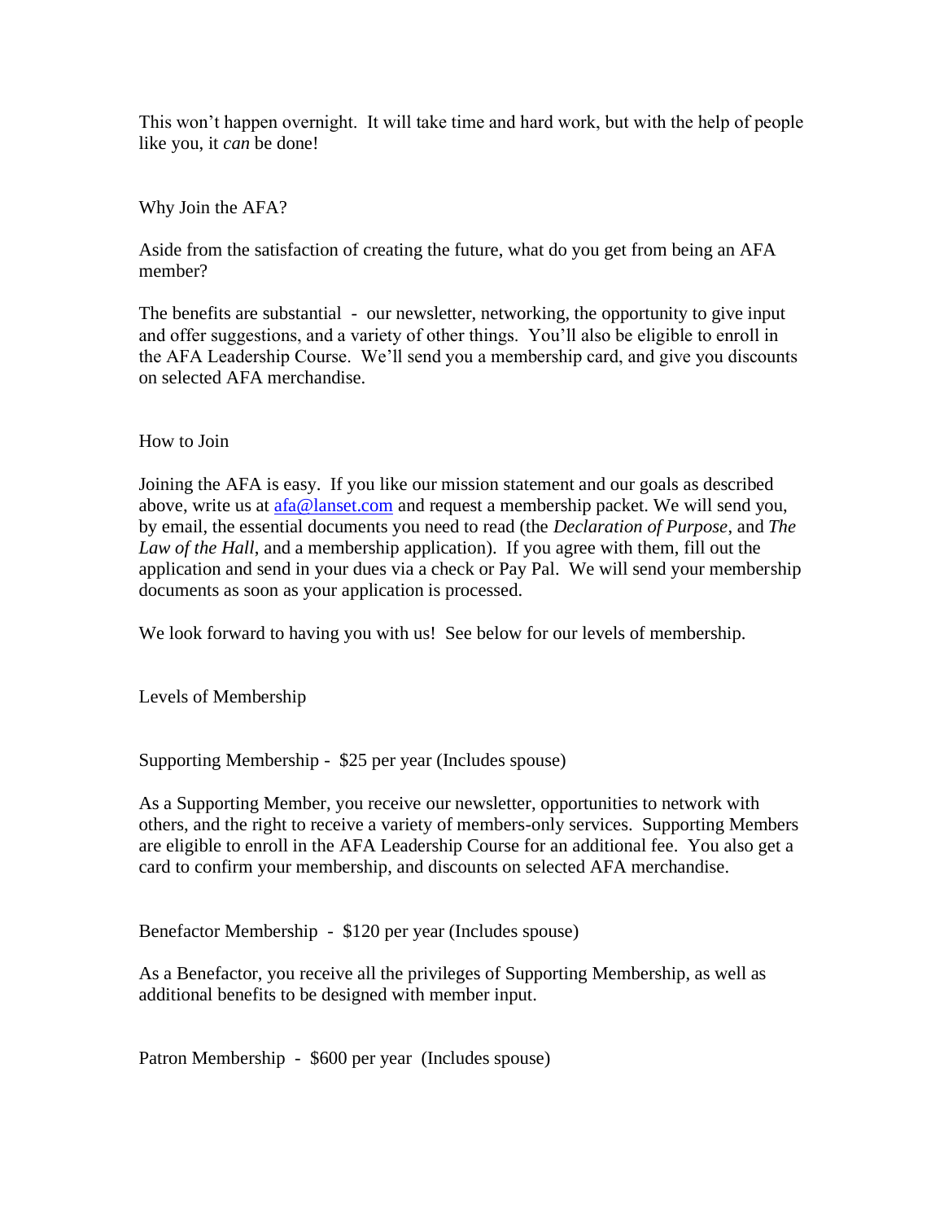This won't happen overnight. It will take time and hard work, but with the help of people like you, it *can* be done!

## Why Join the AFA?

Aside from the satisfaction of creating the future, what do you get from being an AFA member?

The benefits are substantial - our newsletter, networking, the opportunity to give input and offer suggestions, and a variety of other things. You'll also be eligible to enroll in the AFA Leadership Course. We'll send you a membership card, and give you discounts on selected AFA merchandise.

## How to Join

Joining the AFA is easy. If you like our mission statement and our goals as described above, write us at [afa@lanset.com](mailto:afa@lanset.com) and request a membership packet. We will send you, by email, the essential documents you need to read (the *Declaration of Purpose*, and *The Law of the Hall*, and a membership application). If you agree with them, fill out the application and send in your dues via a check or Pay Pal. We will send your membership documents as soon as your application is processed.

We look forward to having you with us! See below for our levels of membership.

## Levels of Membership

### Supporting Membership - $25 per year (Includes spouse)

As a Supporting Member, you receive our newsletter, opportunities to network with others, and the right to receive a variety of members-only services. Supporting Members are eligible to enroll in the AFA Leadership Course for an additional fee. You also get a card to confirm your membership, and discounts on selected AFA merchandise.

### Benefactor Membership - $120 per year (Includes spouse)

As a Benefactor, you receive all the privileges of Supporting Membership, as well as additional benefits to be designed with member input.

### Patron Membership - $600 per year (Includes spouse)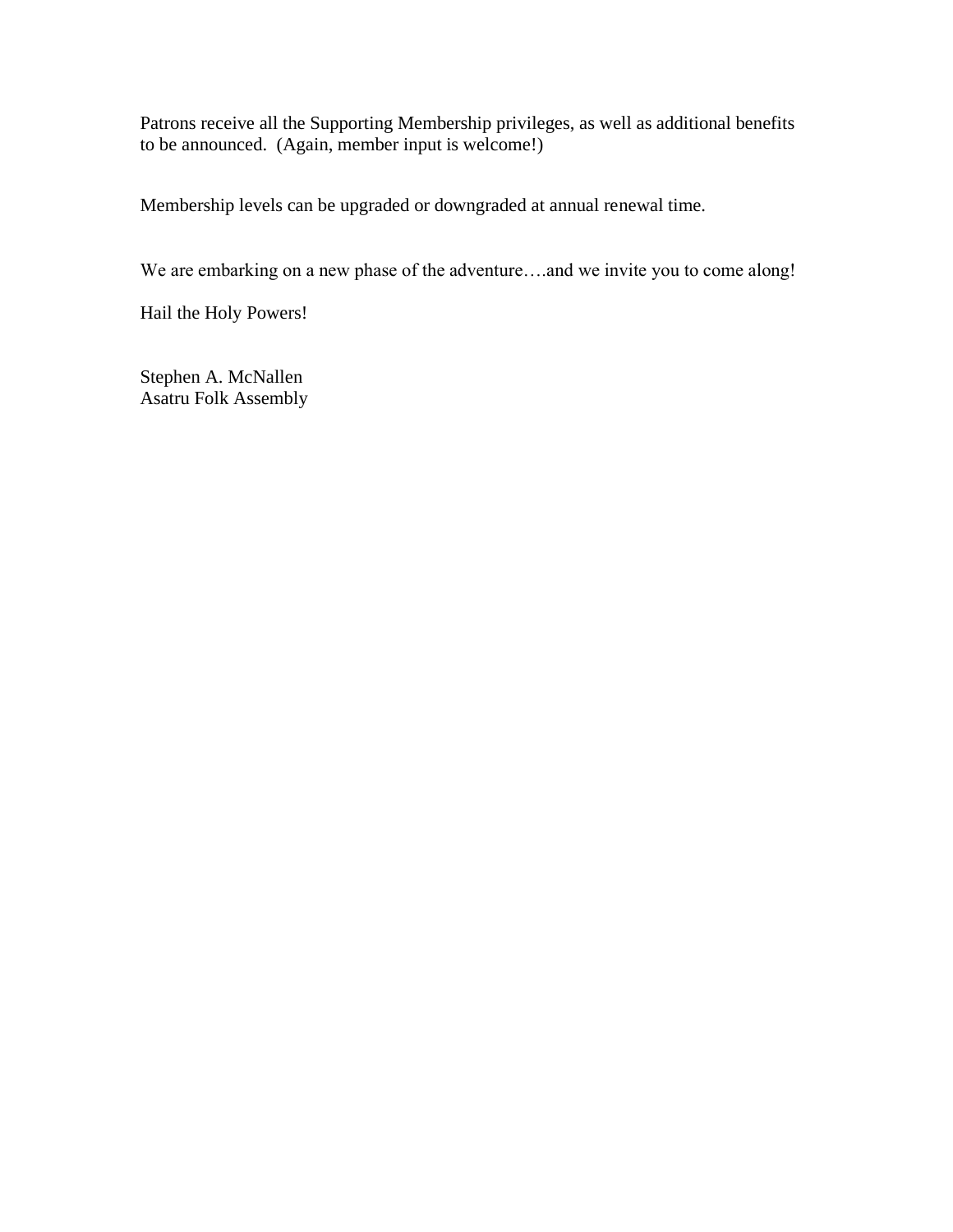Patrons receive all the Supporting Membership privileges, as well as additional benefits to be announced. (Again, member input is welcome!)

Membership levels can be upgraded or downgraded at annual renewal time.

We are embarking on a new phase of the adventure….and we invite you to come along!

Hail the Holy Powers!

Stephen A. McNallen
Asatru Folk Assembly